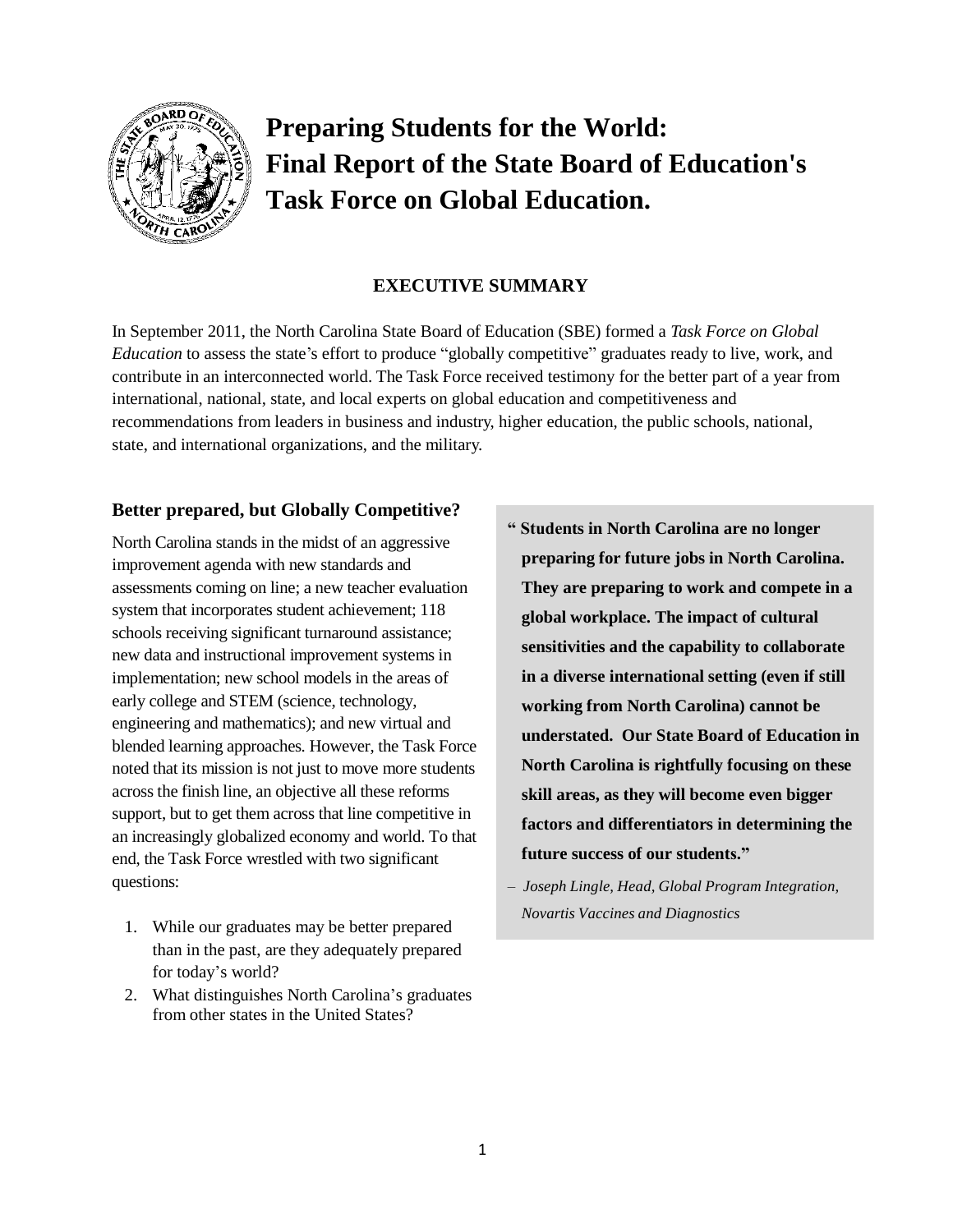# Preparing Students for the World: Final Report of the State Board of Education's Task Force on Global Education.

## EXECUTIVE SUMMARY

In September 2011, the North Carolina State Board of Education (SBE) formed a *Task Force on Global Education* to assess the state's effort to produce "globally competitive" graduates ready to live, work, and contribute in an interconnected world. The Task Force received testimony for the better part of a year from international, national, state, and local experts on global education and competitiveness and recommendations from leaders in business and industry, higher education, the public schools, national, state, and international organizations, and the military.

### Better prepared, but Globally Competitive?

North Carolina stands in the midst of an aggressive improvement agenda with new standards and assessments coming on line; a new teacher evaluation system that incorporates student achievement; 118 schools receiving significant turnaround assistance; new data and instructional improvement systems in implementation; new school models in the areas of early college and STEM (science, technology, engineering and mathematics); and new virtual and blended learning approaches. However, the Task Force noted that its mission is not just to move more students across the finish line, an objective all these reforms support, but to get them across that line competitive in an increasingly globalized economy and world. To that end, the Task Force wrestled with two significant questions:

1. While our graduates may be better prepared than in the past, are they adequately prepared for today's world?
2. What distinguishes North Carolina's graduates from other states in the United States?

> **" Students in North Carolina are no longer preparing for future jobs in North Carolina. They are preparing to work and compete in a global workplace. The impact of cultural sensitivities and the capability to collaborate in a diverse international setting (even if still working from North Carolina) cannot be understated. Our State Board of Education in North Carolina is rightfully focusing on these skill areas, as they will become even bigger factors and differentiators in determining the future success of our students."**
>
> – *Joseph Lingle, Head, Global Program Integration, Novartis Vaccines and Diagnostics*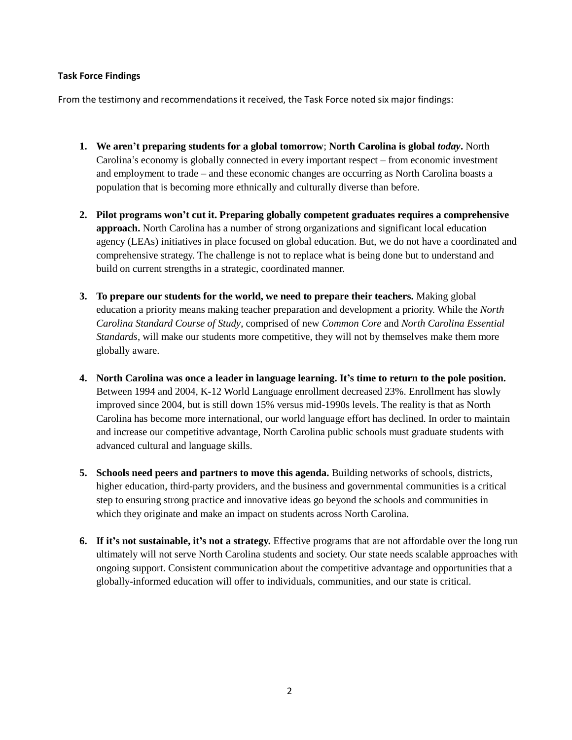**Task Force Findings**

From the testimony and recommendations it received, the Task Force noted six major findings:

1. **We aren't preparing students for a global tomorrow**; **North Carolina is global *today*.** North Carolina's economy is globally connected in every important respect – from economic investment and employment to trade – and these economic changes are occurring as North Carolina boasts a population that is becoming more ethnically and culturally diverse than before.

2. **Pilot programs won't cut it. Preparing globally competent graduates requires a comprehensive approach.** North Carolina has a number of strong organizations and significant local education agency (LEAs) initiatives in place focused on global education. But, we do not have a coordinated and comprehensive strategy. The challenge is not to replace what is being done but to understand and build on current strengths in a strategic, coordinated manner.

3. **To prepare our students for the world, we need to prepare their teachers.** Making global education a priority means making teacher preparation and development a priority. While the *North Carolina Standard Course of Study*, comprised of new *Common Core* and *North Carolina Essential Standards*, will make our students more competitive, they will not by themselves make them more globally aware.

4. **North Carolina was once a leader in language learning. It's time to return to the pole position.** Between 1994 and 2004, K-12 World Language enrollment decreased 23%. Enrollment has slowly improved since 2004, but is still down 15% versus mid-1990s levels. The reality is that as North Carolina has become more international, our world language effort has declined. In order to maintain and increase our competitive advantage, North Carolina public schools must graduate students with advanced cultural and language skills.

5. **Schools need peers and partners to move this agenda.** Building networks of schools, districts, higher education, third-party providers, and the business and governmental communities is a critical step to ensuring strong practice and innovative ideas go beyond the schools and communities in which they originate and make an impact on students across North Carolina.

6. **If it's not sustainable, it's not a strategy.** Effective programs that are not affordable over the long run ultimately will not serve North Carolina students and society. Our state needs scalable approaches with ongoing support. Consistent communication about the competitive advantage and opportunities that a globally-informed education will offer to individuals, communities, and our state is critical.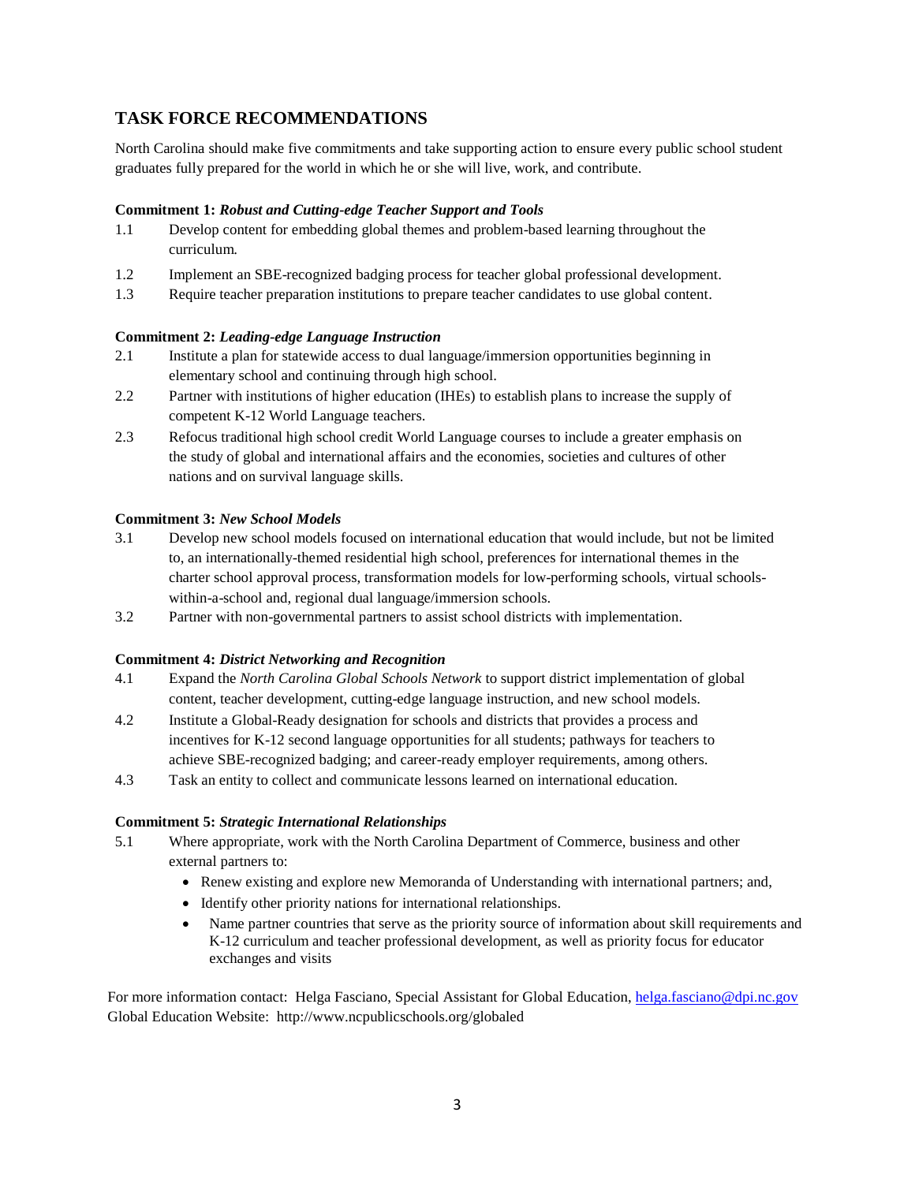## TASK FORCE RECOMMENDATIONS

North Carolina should make five commitments and take supporting action to ensure every public school student graduates fully prepared for the world in which he or she will live, work, and contribute.

**Commitment 1: *Robust and Cutting-edge Teacher Support and Tools***

1.1 Develop content for embedding global themes and problem-based learning throughout the curriculum.

1.2 Implement an SBE-recognized badging process for teacher global professional development.

1.3 Require teacher preparation institutions to prepare teacher candidates to use global content.

**Commitment 2: *Leading-edge Language Instruction***

2.1 Institute a plan for statewide access to dual language/immersion opportunities beginning in elementary school and continuing through high school.

2.2 Partner with institutions of higher education (IHEs) to establish plans to increase the supply of competent K-12 World Language teachers.

2.3 Refocus traditional high school credit World Language courses to include a greater emphasis on the study of global and international affairs and the economies, societies and cultures of other nations and on survival language skills.

**Commitment 3: *New School Models***

3.1 Develop new school models focused on international education that would include, but not be limited to, an internationally-themed residential high school, preferences for international themes in the charter school approval process, transformation models for low-performing schools, virtual schools-within-a-school and, regional dual language/immersion schools.

3.2 Partner with non-governmental partners to assist school districts with implementation.

**Commitment 4: *District Networking and Recognition***

4.1 Expand the *North Carolina Global Schools Network* to support district implementation of global content, teacher development, cutting-edge language instruction, and new school models.

4.2 Institute a Global-Ready designation for schools and districts that provides a process and incentives for K-12 second language opportunities for all students; pathways for teachers to achieve SBE-recognized badging; and career-ready employer requirements, among others.

4.3 Task an entity to collect and communicate lessons learned on international education.

**Commitment 5: *Strategic International Relationships***

5.1 Where appropriate, work with the North Carolina Department of Commerce, business and other external partners to:

- Renew existing and explore new Memoranda of Understanding with international partners; and,
- Identify other priority nations for international relationships.
- Name partner countries that serve as the priority source of information about skill requirements and K-12 curriculum and teacher professional development, as well as priority focus for educator exchanges and visits

For more information contact: Helga Fasciano, Special Assistant for Global Education, helga.fasciano@dpi.nc.gov
Global Education Website: http://www.ncpublicschools.org/globaled